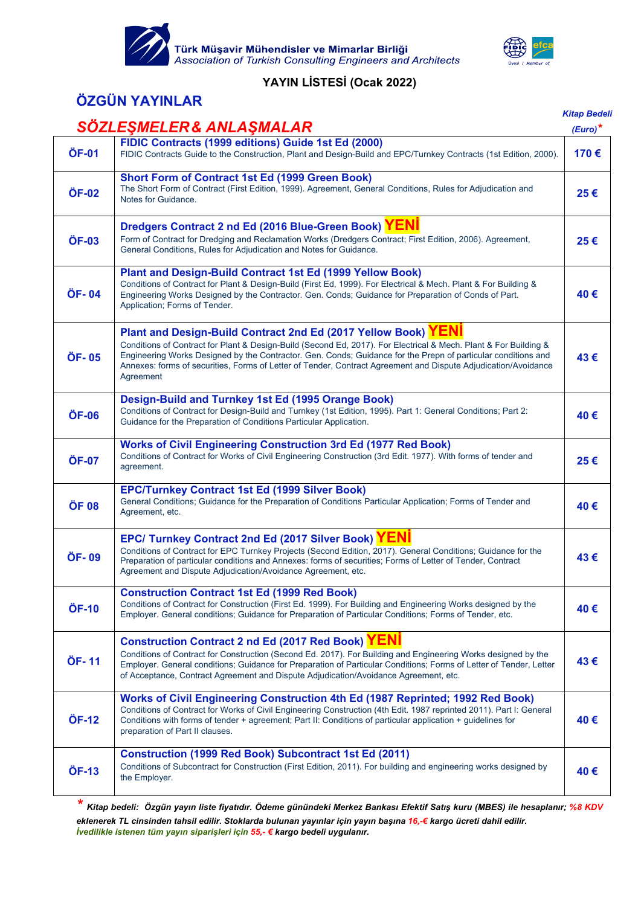Türk Müşavir Mühendisler ve Mimarlar Birliği
*Association of Turkish Consulting Engineers and Architects*

### YAYIN LİSTESİ (Ocak 2022)

## ÖZGÜN YAYINLAR

## *SÖZLEŞMELER & ANLAŞMALAR*

| | | *Kitap Bedeli (Euro)** |
|---|---|---|
| **ÖF-01** | **FIDIC Contracts (1999 editions) Guide 1st Ed (2000)**<br>FIDIC Contracts Guide to the Construction, Plant and Design-Build and EPC/Turnkey Contracts (1st Edition, 2000). | **170 €** |
| **ÖF-02** | **Short Form of Contract 1st Ed (1999 Green Book)**<br>The Short Form of Contract (First Edition, 1999). Agreement, General Conditions, Rules for Adjudication and Notes for Guidance. | **25 €** |
| **ÖF-03** | **Dredgers Contract 2 nd Ed (2016 Blue-Green Book) YENİ**<br>Form of Contract for Dredging and Reclamation Works (Dredgers Contract; First Edition, 2006). Agreement, General Conditions, Rules for Adjudication and Notes for Guidance. | **25 €** |
| **ÖF- 04** | **Plant and Design-Build Contract 1st Ed (1999 Yellow Book)**<br>Conditions of Contract for Plant & Design-Build (First Ed, 1999). For Electrical & Mech. Plant & For Building & Engineering Works Designed by the Contractor. Gen. Conds; Guidance for Preparation of Conds of Part. Application; Forms of Tender. | **40 €** |
| **ÖF- 05** | **Plant and Design-Build Contract 2nd Ed (2017 Yellow Book) YENİ**<br>Conditions of Contract for Plant & Design-Build (Second Ed, 2017). For Electrical & Mech. Plant & For Building & Engineering Works Designed by the Contractor. Gen. Conds; Guidance for the Prepn of particular conditions and Annexes: forms of securities, Forms of Letter of Tender, Contract Agreement and Dispute Adjudication/Avoidance Agreement | **43 €** |
| **ÖF-06** | **Design-Build and Turnkey 1st Ed (1995 Orange Book)**<br>Conditions of Contract for Design-Build and Turnkey (1st Edition, 1995). Part 1: General Conditions; Part 2: Guidance for the Preparation of Conditions Particular Application. | **40 €** |
| **ÖF-07** | **Works of Civil Engineering Construction 3rd Ed (1977 Red Book)**<br>Conditions of Contract for Works of Civil Engineering Construction (3rd Edit. 1977). With forms of tender and agreement. | **25 €** |
| **ÖF 08** | **EPC/Turnkey Contract 1st Ed (1999 Silver Book)**<br>General Conditions; Guidance for the Preparation of Conditions Particular Application; Forms of Tender and Agreement, etc. | **40 €** |
| **ÖF- 09** | **EPC/ Turnkey Contract 2nd Ed (2017 Silver Book) YENİ**<br>Conditions of Contract for EPC Turnkey Projects (Second Edition, 2017). General Conditions; Guidance for the Preparation of particular conditions and Annexes: forms of securities; Forms of Letter of Tender, Contract Agreement and Dispute Adjudication/Avoidance Agreement, etc. | **43 €** |
| **ÖF-10** | **Construction Contract 1st Ed (1999 Red Book)**<br>Conditions of Contract for Construction (First Ed. 1999). For Building and Engineering Works designed by the Employer. General conditions; Guidance for Preparation of Particular Conditions; Forms of Tender, etc. | **40 €** |
| **ÖF- 11** | **Construction Contract 2 nd Ed (2017 Red Book) YENİ**<br>Conditions of Contract for Construction (Second Ed. 2017). For Building and Engineering Works designed by the Employer. General conditions; Guidance for Preparation of Particular Conditions; Forms of Letter of Tender, Letter of Acceptance, Contract Agreement and Dispute Adjudication/Avoidance Agreement, etc. | **43 €** |
| **ÖF-12** | **Works of Civil Engineering Construction 4th Ed (1987 Reprinted; 1992 Red Book)**<br>Conditions of Contract for Works of Civil Engineering Construction (4th Edit. 1987 reprinted 2011). Part I: General Conditions with forms of tender + agreement; Part II: Conditions of particular application + guidelines for preparation of Part II clauses. | **40 €** |
| **ÖF-13** | **Construction (1999 Red Book) Subcontract 1st Ed (2011)**<br>Conditions of Subcontract for Construction (First Edition, 2011). For building and engineering works designed by the Employer. | **40 €** |

*\* Kitap bedeli: Özgün yayın liste fiyatıdır. Ödeme günündeki Merkez Bankası Efektif Satış kuru (MBES) ile hesaplanır; %8 KDV eklenerek TL cinsinden tahsil edilir. Stoklarda bulunan yayınlar için yayın başına 16,-€ kargo ücreti dahil edilir.*
*İvedilikle istenen tüm yayın siparişleri için 55,- € kargo bedeli uygulanır.*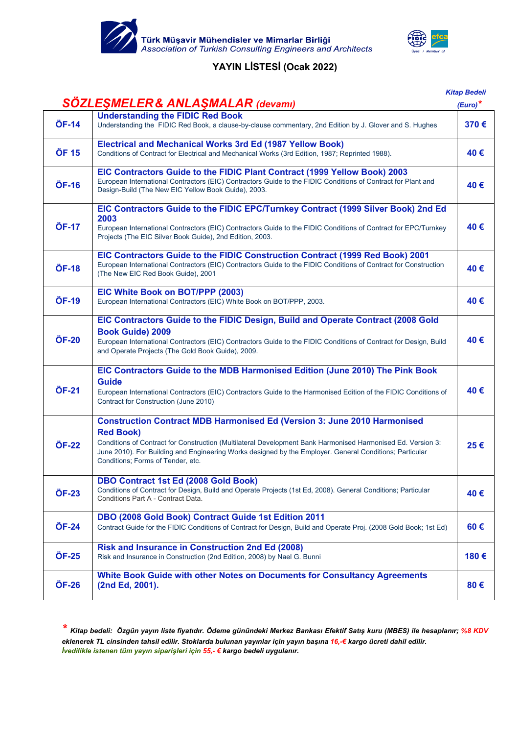Türk Müşavir Mühendisler ve Mimarlar Birliği
*Association of Turkish Consulting Engineers and Architects*

## YAYIN LİSTESİ (Ocak 2022)

### *SÖZLEŞMELER & ANLAŞMALAR (devamı)*

| | | *Kitap Bedeli (Euro)** |
|---|---|---|
| **ÖF-14** | **Understanding the FIDIC Red Book**<br>Understanding the FIDIC Red Book, a clause-by-clause commentary, 2nd Edition by J. Glover and S. Hughes | **370 €** |
| **ÖF 15** | **Electrical and Mechanical Works 3rd Ed (1987 Yellow Book)**<br>Conditions of Contract for Electrical and Mechanical Works (3rd Edition, 1987; Reprinted 1988). | **40 €** |
| **ÖF-16** | **EIC Contractors Guide to the FIDIC Plant Contract (1999 Yellow Book) 2003**<br>European International Contractors (EIC) Contractors Guide to the FIDIC Conditions of Contract for Plant and Design-Build (The New EIC Yellow Book Guide), 2003. | **40 €** |
| **ÖF-17** | **EIC Contractors Guide to the FIDIC EPC/Turnkey Contract (1999 Silver Book) 2nd Ed 2003**<br>European International Contractors (EIC) Contractors Guide to the FIDIC Conditions of Contract for EPC/Turnkey Projects (The EIC Silver Book Guide), 2nd Edition, 2003. | **40 €** |
| **ÖF-18** | **EIC Contractors Guide to the FIDIC Construction Contract (1999 Red Book) 2001**<br>European International Contractors (EIC) Contractors Guide to the FIDIC Conditions of Contract for Construction (The New EIC Red Book Guide), 2001 | **40 €** |
| **ÖF-19** | **EIC White Book on BOT/PPP (2003)**<br>European International Contractors (EIC) White Book on BOT/PPP, 2003. | **40 €** |
| **ÖF-20** | **EIC Contractors Guide to the FIDIC Design, Build and Operate Contract (2008 Gold Book Guide) 2009**<br>European International Contractors (EIC) Contractors Guide to the FIDIC Conditions of Contract for Design, Build and Operate Projects (The Gold Book Guide), 2009. | **40 €** |
| **ÖF-21** | **EIC Contractors Guide to the MDB Harmonised Edition (June 2010) The Pink Book Guide**<br>European International Contractors (EIC) Contractors Guide to the Harmonised Edition of the FIDIC Conditions of Contract for Construction (June 2010) | **40 €** |
| **ÖF-22** | **Construction Contract MDB Harmonised Ed (Version 3: June 2010 Harmonised Red Book)**<br>Conditions of Contract for Construction (Multilateral Development Bank Harmonised Harmonised Ed. Version 3: June 2010). For Building and Engineering Works designed by the Employer. General Conditions; Particular Conditions; Forms of Tender, etc. | **25 €** |
| **ÖF-23** | **DBO Contract 1st Ed (2008 Gold Book)**<br>Conditions of Contract for Design, Build and Operate Projects (1st Ed, 2008). General Conditions; Particular Conditions Part A - Contract Data. | **40 €** |
| **ÖF-24** | **DBO (2008 Gold Book) Contract Guide 1st Edition 2011**<br>Contract Guide for the FIDIC Conditions of Contract for Design, Build and Operate Proj. (2008 Gold Book; 1st Ed) | **60 €** |
| **ÖF-25** | **Risk and Insurance in Construction 2nd Ed (2008)**<br>Risk and Insurance in Construction (2nd Edition, 2008) by Nael G. Bunni | **180 €** |
| **ÖF-26** | **White Book Guide with other Notes on Documents for Consultancy Agreements (2nd Ed, 2001).** | **80 €** |

***** ***Kitap bedeli: Özgün yayın liste fiyatıdır. Ödeme günündeki Merkez Bankası Efektif Satış kuru (MBES) ile hesaplanır; %8 KDV eklenerek TL cinsinden tahsil edilir. Stoklarda bulunan yayınlar için yayın başına 16,-€ kargo ücreti dahil edilir.***
***İvedilikle istenen tüm yayın siparişleri için 55,- € kargo bedeli uygulanır.***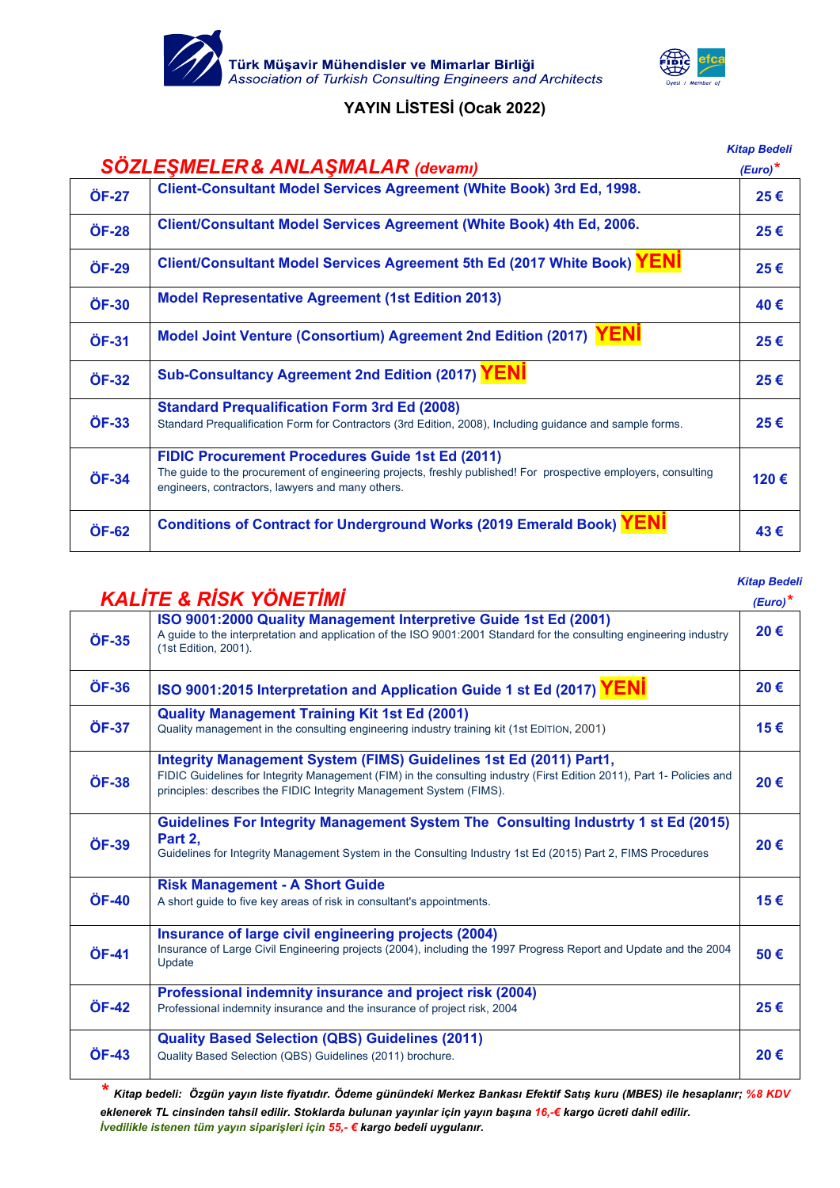**Türk Müşavir Mühendisler ve Mimarlar Birliği**
*Association of Turkish Consulting Engineers and Architects*

### YAYIN LİSTESİ (Ocak 2022)

## *SÖZLEŞMELER & ANLAŞMALAR (devamı)*

| | | *Kitap Bedeli (Euro)** |
|---|---|---|
| **ÖF-27** | **Client-Consultant Model Services Agreement (White Book) 3rd Ed, 1998.** | **25 €** |
| **ÖF-28** | **Client/Consultant Model Services Agreement (White Book) 4th Ed, 2006.** | **25 €** |
| **ÖF-29** | **Client/Consultant Model Services Agreement 5th Ed (2017 White Book)** **YENİ** | **25 €** |
| **ÖF-30** | **Model Representative Agreement (1st Edition 2013)** | **40 €** |
| **ÖF-31** | **Model Joint Venture (Consortium) Agreement 2nd Edition (2017)** **YENİ** | **25 €** |
| **ÖF-32** | **Sub-Consultancy Agreement 2nd Edition (2017)** **YENİ** | **25 €** |
| **ÖF-33** | **Standard Prequalification Form 3rd Ed (2008)** Standard Prequalification Form for Contractors (3rd Edition, 2008), Including guidance and sample forms. | **25 €** |
| **ÖF-34** | **FIDIC Procurement Procedures Guide 1st Ed (2011)** The guide to the procurement of engineering projects, freshly published! For prospective employers, consulting engineers, contractors, lawyers and many others. | **120 €** |
| **ÖF-62** | **Conditions of Contract for Underground Works (2019 Emerald Book)** **YENİ** | **43 €** |

## *KALİTE & RİSK YÖNETİMİ*

| | | *Kitap Bedeli (Euro)** |
|---|---|---|
| **ÖF-35** | **ISO 9001:2000 Quality Management Interpretive Guide 1st Ed (2001)** A guide to the interpretation and application of the ISO 9001:2001 Standard for the consulting engineering industry (1st Edition, 2001). | **20 €** |
| **ÖF-36** | **ISO 9001:2015 Interpretation and Application Guide 1 st Ed (2017)** **YENİ** | **20 €** |
| **ÖF-37** | **Quality Management Training Kit 1st Ed (2001)** Quality management in the consulting engineering industry training kit (1st EDITION, 2001) | **15 €** |
| **ÖF-38** | **Integrity Management System (FIMS) Guidelines 1st Ed (2011) Part1,** FIDIC Guidelines for Integrity Management (FIM) in the consulting industry (First Edition 2011), Part 1- Policies and principles: describes the FIDIC Integrity Management System (FIMS). | **20 €** |
| **ÖF-39** | **Guidelines For Integrity Management System The Consulting Industrty 1 st Ed (2015) Part 2,** Guidelines for Integrity Management System in the Consulting Industry 1st Ed (2015) Part 2, FIMS Procedures | **20 €** |
| **ÖF-40** | **Risk Management - A Short Guide** A short guide to five key areas of risk in consultant's appointments. | **15 €** |
| **ÖF-41** | **Insurance of large civil engineering projects (2004)** Insurance of Large Civil Engineering projects (2004), including the 1997 Progress Report and Update and the 2004 Update | **50 €** |
| **ÖF-42** | **Professional indemnity insurance and project risk (2004)** Professional indemnity insurance and the insurance of project risk, 2004 | **25 €** |
| **ÖF-43** | **Quality Based Selection (QBS) Guidelines (2011)** Quality Based Selection (QBS) Guidelines (2011) brochure. | **20 €** |

***\* Kitap bedeli: Özgün yayın liste fiyatıdır. Ödeme günündeki Merkez Bankası Efektif Satış kuru (MBES) ile hesaplanır; %8 KDV eklenerek TL cinsinden tahsil edilir. Stoklarda bulunan yayınlar için yayın başına 16,-€ kargo ücreti dahil edilir.***
***İvedilikle istenen tüm yayın siparişleri için 55,- € kargo bedeli uygulanır.***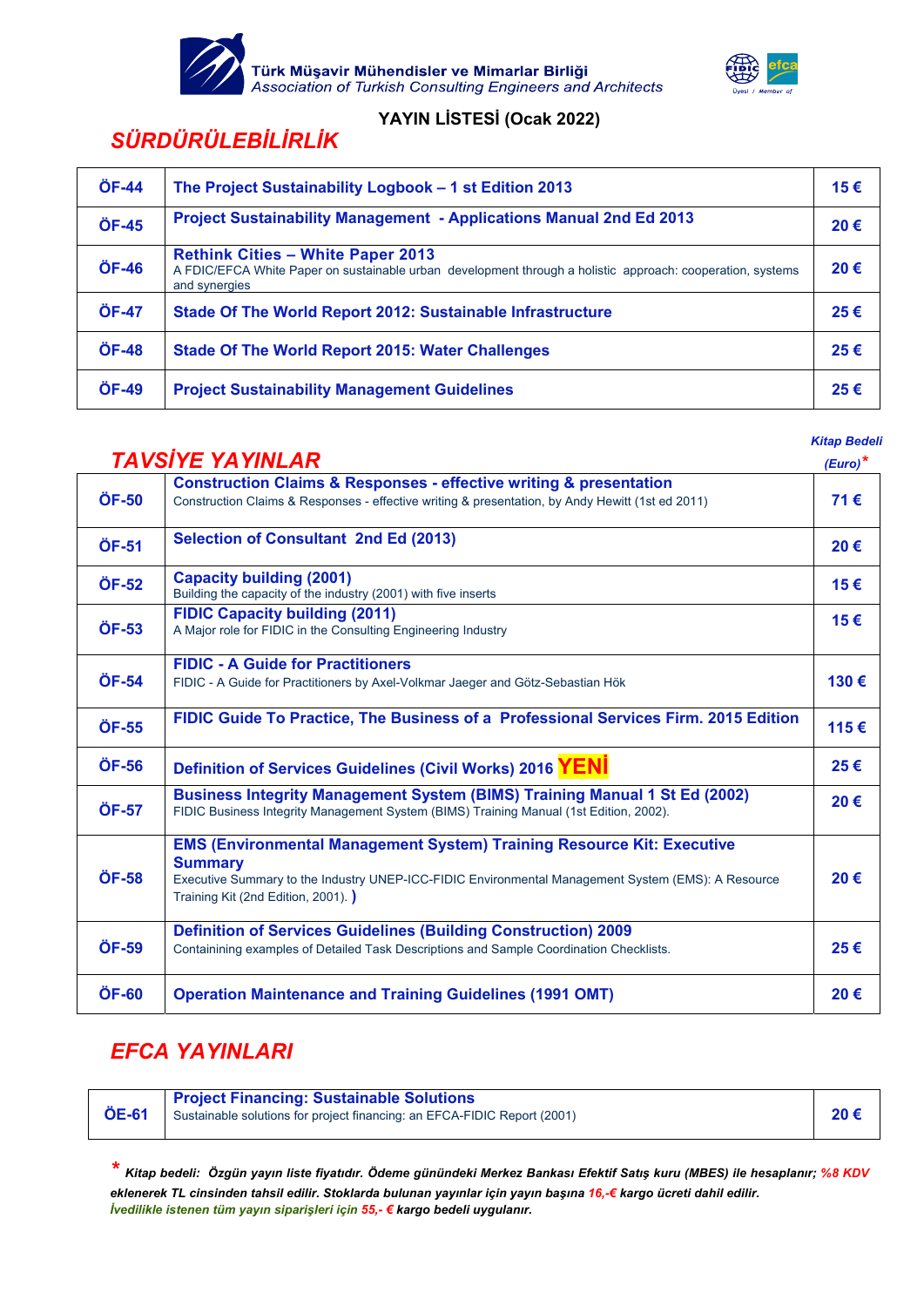Türk Müşavir Mühendisler ve Mimarlar Birliği
*Association of Turkish Consulting Engineers and Architects*

**YAYIN LİSTESİ (Ocak 2022)**

## *SÜRDÜRÜLEBİLİRLİK*

| | | |
|---|---|---|
| **ÖF-44** | **The Project Sustainability Logbook – 1 st Edition 2013** | **15 €** |
| **ÖF-45** | **Project Sustainability Management - Applications Manual 2nd Ed 2013** | **20 €** |
| **ÖF-46** | **Rethink Cities – White Paper 2013**<br>A FDIC/EFCA White Paper on sustainable urban development through a holistic approach: cooperation, systems and synergies | **20 €** |
| **ÖF-47** | **Stade Of The World Report 2012: Sustainable Infrastructure** | **25 €** |
| **ÖF-48** | **Stade Of The World Report 2015: Water Challenges** | **25 €** |
| **ÖF-49** | **Project Sustainability Management Guidelines** | **25 €** |

## *TAVSİYE YAYINLAR*

| | | *Kitap Bedeli (Euro)** |
|---|---|---|
| **ÖF-50** | **Construction Claims & Responses - effective writing & presentation**<br>Construction Claims & Responses - effective writing & presentation, by Andy Hewitt (1st ed 2011) | **71 €** |
| **ÖF-51** | **Selection of Consultant 2nd Ed (2013)** | **20 €** |
| **ÖF-52** | **Capacity building (2001)**<br>Building the capacity of the industry (2001) with five inserts | **15 €** |
| **ÖF-53** | **FIDIC Capacity building (2011)**<br>A Major role for FIDIC in the Consulting Engineering Industry | **15 €** |
| **ÖF-54** | **FIDIC - A Guide for Practitioners**<br>FIDIC - A Guide for Practitioners by Axel-Volkmar Jaeger and Götz-Sebastian Hök | **130 €** |
| **ÖF-55** | **FIDIC Guide To Practice, The Business of a Professional Services Firm. 2015 Edition** | **115 €** |
| **ÖF-56** | **Definition of Services Guidelines (Civil Works) 2016** **YENİ** | **25 €** |
| **ÖF-57** | **Business Integrity Management System (BIMS) Training Manual 1 St Ed (2002)**<br>FIDIC Business Integrity Management System (BIMS) Training Manual (1st Edition, 2002). | **20 €** |
| **ÖF-58** | **EMS (Environmental Management System) Training Resource Kit: Executive Summary**<br>Executive Summary to the Industry UNEP-ICC-FIDIC Environmental Management System (EMS): A Resource Training Kit (2nd Edition, 2001). ) | **20 €** |
| **ÖF-59** | **Definition of Services Guidelines (Building Construction) 2009**<br>Containining examples of Detailed Task Descriptions and Sample Coordination Checklists. | **25 €** |
| **ÖF-60** | **Operation Maintenance and Training Guidelines (1991 OMT)** | **20 €** |

## *EFCA YAYINLARI*

| | | |
|---|---|---|
| **ÖE-61** | **Project Financing: Sustainable Solutions**<br>Sustainable solutions for project financing: an EFCA-FIDIC Report (2001) | **20 €** |

*** *Kitap bedeli: Özgün yayın liste fiyatıdır. Ödeme günündeki Merkez Bankası Efektif Satış kuru (MBES) ile hesaplanır; %8 KDV eklenerek TL cinsinden tahsil edilir. Stoklarda bulunan yayınlar için yayın başına 16,-€ kargo ücreti dahil edilir.***
***İvedilikle istenen tüm yayın siparişleri için 55,- € kargo bedeli uygulanır.***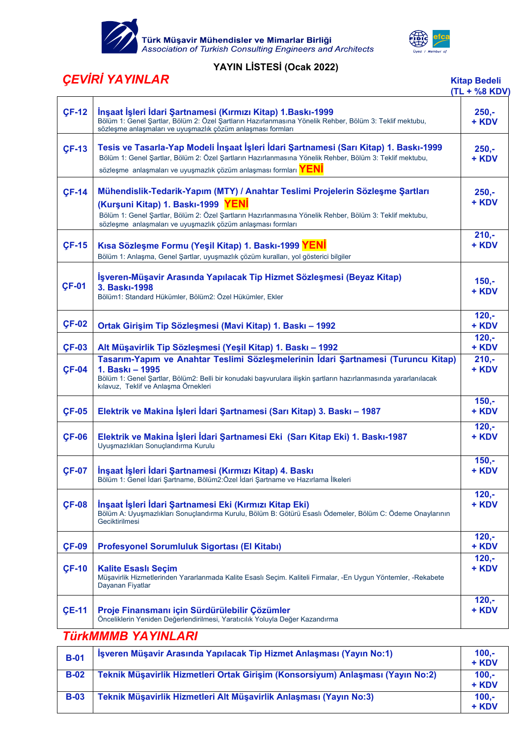**Türk Müşavir Mühendisler ve Mimarlar Birliği**
*Association of Turkish Consulting Engineers and Architects*

**YAYIN LİSTESİ (Ocak 2022)**

## *ÇEVİRİ YAYINLAR*

| | | Kitap Bedeli (TL + %8 KDV) |
|---|---|---|
| **ÇF-12** | **İnşaat İşleri İdari Şartnamesi (Kırmızı Kitap) 1.Baskı-1999**<br>Bölüm 1: Genel Şartlar, Bölüm 2: Özel Şartların Hazırlanmasına Yönelik Rehber, Bölüm 3: Teklif mektubu, sözleşme anlaşmaları ve uyuşmazlık çözüm anlaşması formları | 250,- + KDV |
| **ÇF-13** | **Tesis ve Tasarla-Yap Modeli İnşaat İşleri İdari Şartnamesi (Sarı Kitap) 1. Baskı-1999**<br>Bölüm 1: Genel Şartlar, Bölüm 2: Özel Şartların Hazırlanmasına Yönelik Rehber, Bölüm 3: Teklif mektubu, sözleşme anlaşmaları ve uyuşmazlık çözüm anlaşması formları **YENİ** | 250,- + KDV |
| **ÇF-14** | **Mühendislik-Tedarik-Yapım (MTY) / Anahtar Teslimi Projelerin Sözleşme Şartları (Kurşuni Kitap) 1. Baskı-1999 YENİ**<br>Bölüm 1: Genel Şartlar, Bölüm 2: Özel Şartların Hazırlanmasına Yönelik Rehber, Bölüm 3: Teklif mektubu, sözleşme anlaşmaları ve uyuşmazlık çözüm anlaşması formları | 250,- + KDV |
| **ÇF-15** | **Kısa Sözleşme Formu (Yeşil Kitap) 1. Baskı-1999 YENİ**<br>Bölüm 1: Anlaşma, Genel Şartlar, uyuşmazlık çözüm kuralları, yol gösterici bilgiler | 210,- + KDV |
| **ÇF-01** | **İşveren-Müşavir Arasında Yapılacak Tip Hizmet Sözleşmesi (Beyaz Kitap) 3. Baskı-1998**<br>Bölüm1: Standard Hükümler, Bölüm2: Özel Hükümler, Ekler | 150,- + KDV |
| **ÇF-02** | **Ortak Girişim Tip Sözleşmesi (Mavi Kitap) 1. Baskı – 1992** | 120,- + KDV |
| **ÇF-03** | **Alt Müşavirlik Tip Sözleşmesi (Yeşil Kitap) 1. Baskı – 1992** | 120,- + KDV |
| **ÇF-04** | **Tasarım-Yapım ve Anahtar Teslimi Sözleşmelerinin İdari Şartnamesi (Turuncu Kitap) 1. Baskı – 1995**<br>Bölüm 1: Genel Şartlar, Bölüm2: Belli bir konudaki başvurulara ilişkin şartların hazırlanmasında yararlanılacak kılavuz, Teklif ve Anlaşma Örnekleri | 210,- + KDV |
| **ÇF-05** | **Elektrik ve Makina İşleri İdari Şartnamesi (Sarı Kitap) 3. Baskı – 1987** | 150,- + KDV |
| **ÇF-06** | **Elektrik ve Makina İşleri İdari Şartnamesi Eki (Sarı Kitap Eki) 1. Baskı-1987**<br>Uyuşmazlıkları Sonuçlandırma Kurulu | 120,- + KDV |
| **ÇF-07** | **İnşaat İşleri İdari Şartnamesi (Kırmızı Kitap) 4. Baskı**<br>Bölüm 1: Genel İdari Şartname, Bölüm2:Özel İdari Şartname ve Hazırlama İlkeleri | 150,- + KDV |
| **ÇF-08** | **İnşaat İşleri İdari Şartnamesi Eki (Kırmızı Kitap Eki)**<br>Bölüm A: Uyuşmazlıkları Sonuçlandırma Kurulu, Bölüm B: Götürü Esaslı Ödemeler, Bölüm C: Ödeme Onaylarının Geciktirilmesi | 120,- + KDV |
| **ÇF-09** | **Profesyonel Sorumluluk Sigortası (El Kitabı)** | 120,- + KDV |
| **ÇF-10** | **Kalite Esaslı Seçim**<br>Müşavirlik Hizmetlerinden Yararlanmada Kalite Esaslı Seçim. Kaliteli Firmalar, -En Uygun Yöntemler, -Rekabete Dayanan Fiyatlar | 120,- + KDV |
| **ÇE-11** | **Proje Finansmanı için Sürdürülebilir Çözümler**<br>Önceliklerin Yeniden Değerlendirilmesi, Yaratıcılık Yoluyla Değer Kazandırma | 120,- + KDV |

## *TürkMMMB YAYINLARI*

| | | |
|---|---|---|
| **B-01** | **İşveren Müşavir Arasında Yapılacak Tip Hizmet Anlaşması (Yayın No:1)** | 100,- + KDV |
| **B-02** | **Teknik Müşavirlik Hizmetleri Ortak Girişim (Konsorsiyum) Anlaşması (Yayın No:2)** | 100,- + KDV |
| **B-03** | **Teknik Müşavirlik Hizmetleri Alt Müşavirlik Anlaşması (Yayın No:3)** | 100,- + KDV |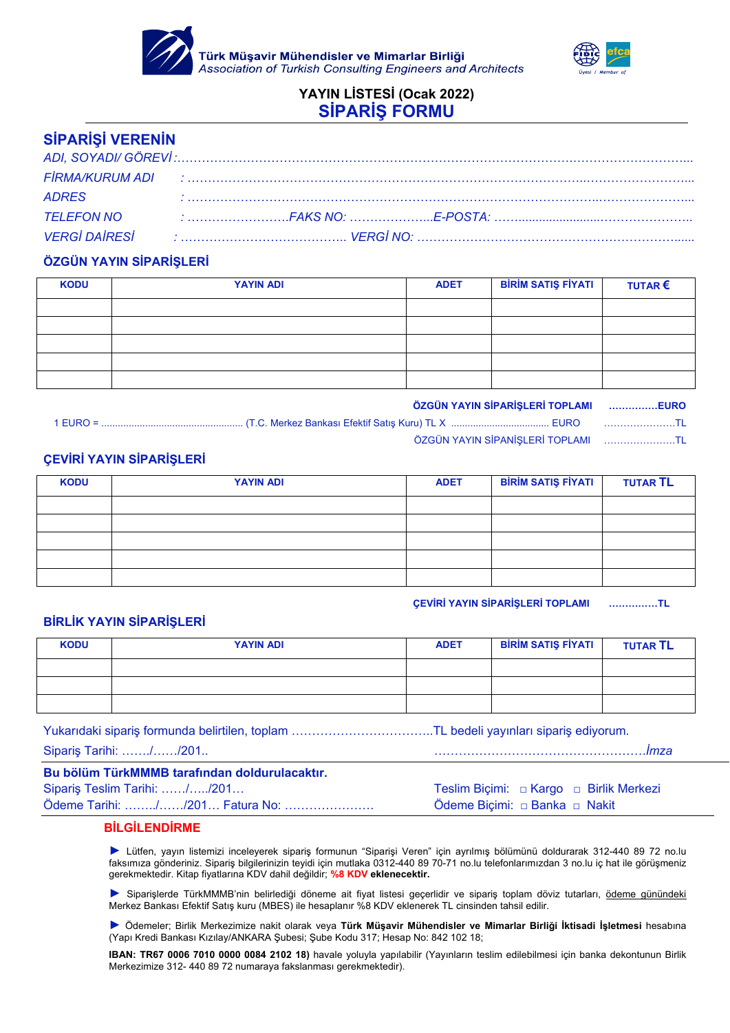Türk Müşavir Mühendisler ve Mimarlar Birliği
*Association of Turkish Consulting Engineers and Architects*

Üyesi / Member of

# YAYIN LİSTESİ (Ocak 2022)
# SİPARİŞ FORMU

## SİPARİŞİ VERENİN

*ADI, SOYADI/ GÖREVİ :……………………………………………………………………………………………………………..*

*FİRMA/KURUM ADI : ……………………………………………………………………………………………………………..*

*ADRES : ……………………………………………………………………………………………………………..*

*TELEFON NO : …………………….FAKS NO: ………………...E-POSTA: ……...........................…………………..*

*VERGİ DAİRESİ : ………………………………….. VERGİ NO: …………………………………………………......*

### ÖZGÜN YAYIN SİPARİŞLERİ

| KODU | YAYIN ADI | ADET | BİRİM SATIŞ FİYATI | TUTAR € |
|---|---|---|---|---|
| | | | | |
| | | | | |
| | | | | |
| | | | | |
| | | | | |

**ÖZGÜN YAYIN SİPARİŞLERİ TOPLAMI ……………EURO**

1 EURO = .................................................. (T.C. Merkez Bankası Efektif Satış Kuru) TL X .................................. EURO …………………TL

ÖZGÜN YAYIN SİPANİŞLERİ TOPLAMI …………………TL

### ÇEVİRİ YAYIN SİPARİŞLERİ

| KODU | YAYIN ADI | ADET | BİRİM SATIŞ FİYATI | TUTAR TL |
|---|---|---|---|---|
| | | | | |
| | | | | |
| | | | | |
| | | | | |
| | | | | |

**ÇEVİRİ YAYIN SİPARİŞLERİ TOPLAMI ……………TL**

### BİRLİK YAYIN SİPARİŞLERİ

| KODU | YAYIN ADI | ADET | BİRİM SATIŞ FİYATI | TUTAR TL |
|---|---|---|---|---|
| | | | | |
| | | | | |
| | | | | |

Yukarıdaki sipariş formunda belirtilen, toplam ……………………………..TL bedeli yayınları sipariş ediyorum.

Sipariş Tarihi: ……./……/201.. ……………………………………………*İmza*

**Bu bölüm TürkMMMB tarafından doldurulacaktır.**

Sipariş Teslim Tarihi: ……/…../201… Teslim Biçimi: □ Kargo □ Birlik Merkezi

Ödeme Tarihi: ……../……/201… Fatura No: …………………. Ödeme Biçimi: □ Banka □ Nakit

### BİLGİLENDİRME

► Lütfen, yayın listemizi inceleyerek sipariş formunun "Siparişi Veren" için ayrılmış bölümünü doldurarak 312-440 89 72 no.lu faksımıza gönderiniz. Sipariş bilgilerinizin teyidi için mutlaka 0312-440 89 70-71 no.lu telefonlarımızdan 3 no.lu iç hat ile görüşmeniz gerekmektedir. Kitap fiyatlarına KDV dahil değildir; **%8 KDV eklenecektir.**

► Siparişlerde TürkMMMB'nin belirlediği döneme ait fiyat listesi geçerlidir ve sipariş toplam döviz tutarları, ödeme günündeki Merkez Bankası Efektif Satış kuru (MBES) ile hesaplanır %8 KDV eklenerek TL cinsinden tahsil edilir.

► Ödemeler; Birlik Merkezimize nakit olarak veya **Türk Müşavir Mühendisler ve Mimarlar Birliği İktisadi İşletmesi** hesabına (Yapı Kredi Bankası Kızılay/ANKARA Şubesi; Şube Kodu 317; Hesap No: 842 102 18;

**IBAN: TR67 0006 7010 0000 0084 2102 18)** havale yoluyla yapılabilir (Yayınların teslim edilebilmesi için banka dekontunun Birlik Merkezimize 312- 440 89 72 numaraya fakslanması gerekmektedir).